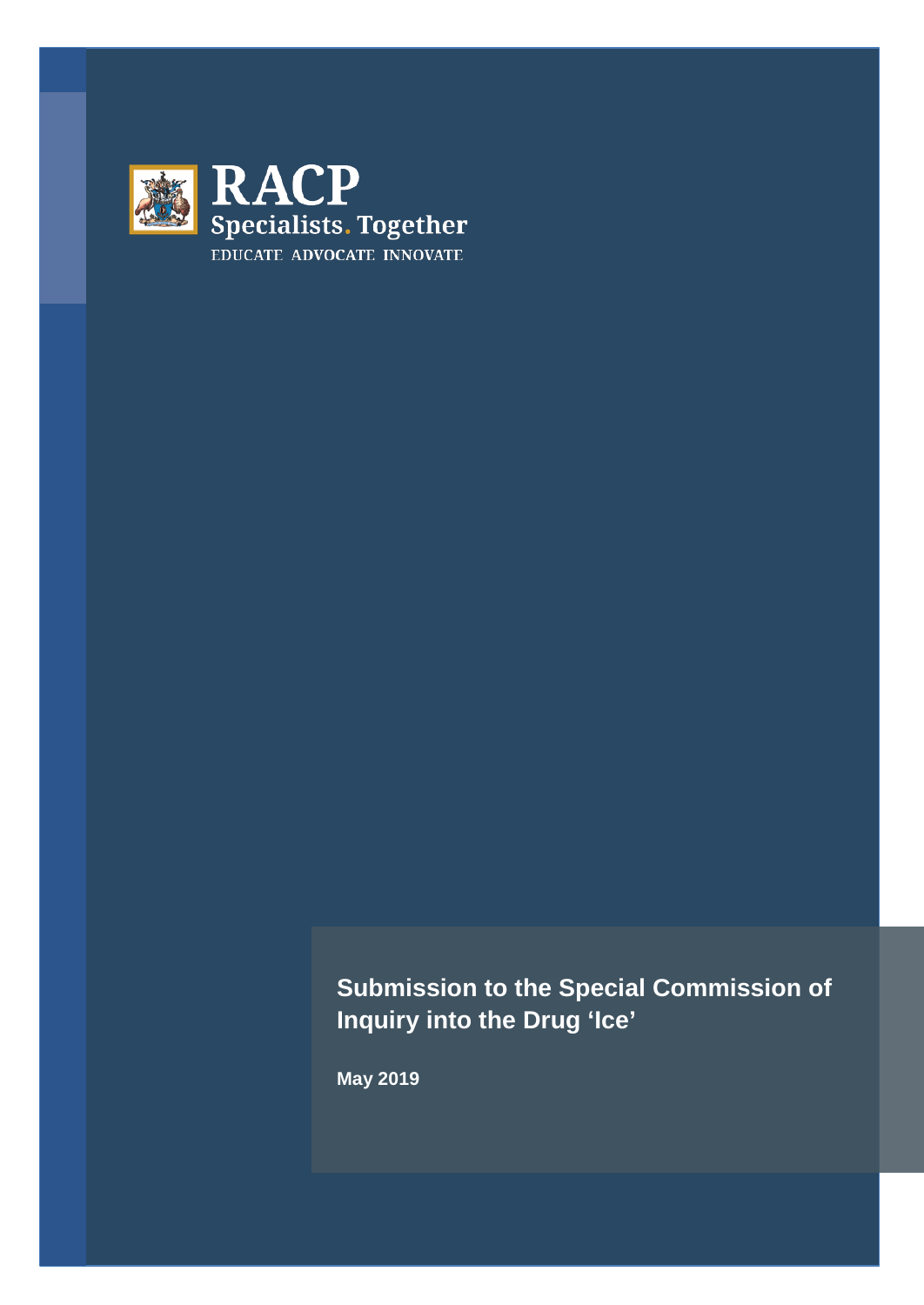RACP
Specialists. Together
EDUCATE ADVOCATE INNOVATE

# Submission to the Special Commission of Inquiry into the Drug 'Ice'

**May 2019**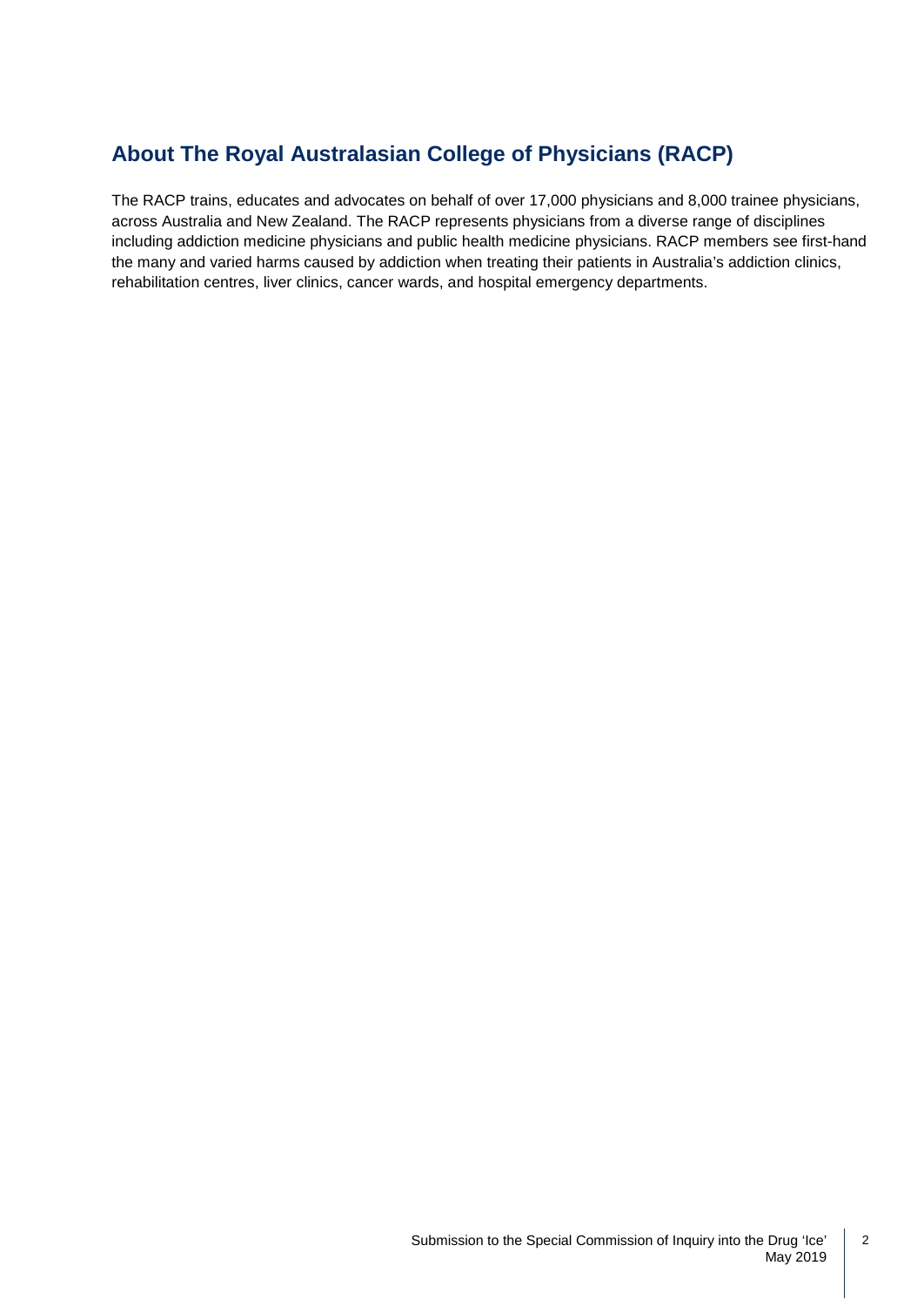## About The Royal Australasian College of Physicians (RACP)

The RACP trains, educates and advocates on behalf of over 17,000 physicians and 8,000 trainee physicians, across Australia and New Zealand. The RACP represents physicians from a diverse range of disciplines including addiction medicine physicians and public health medicine physicians. RACP members see first-hand the many and varied harms caused by addiction when treating their patients in Australia's addiction clinics, rehabilitation centres, liver clinics, cancer wards, and hospital emergency departments.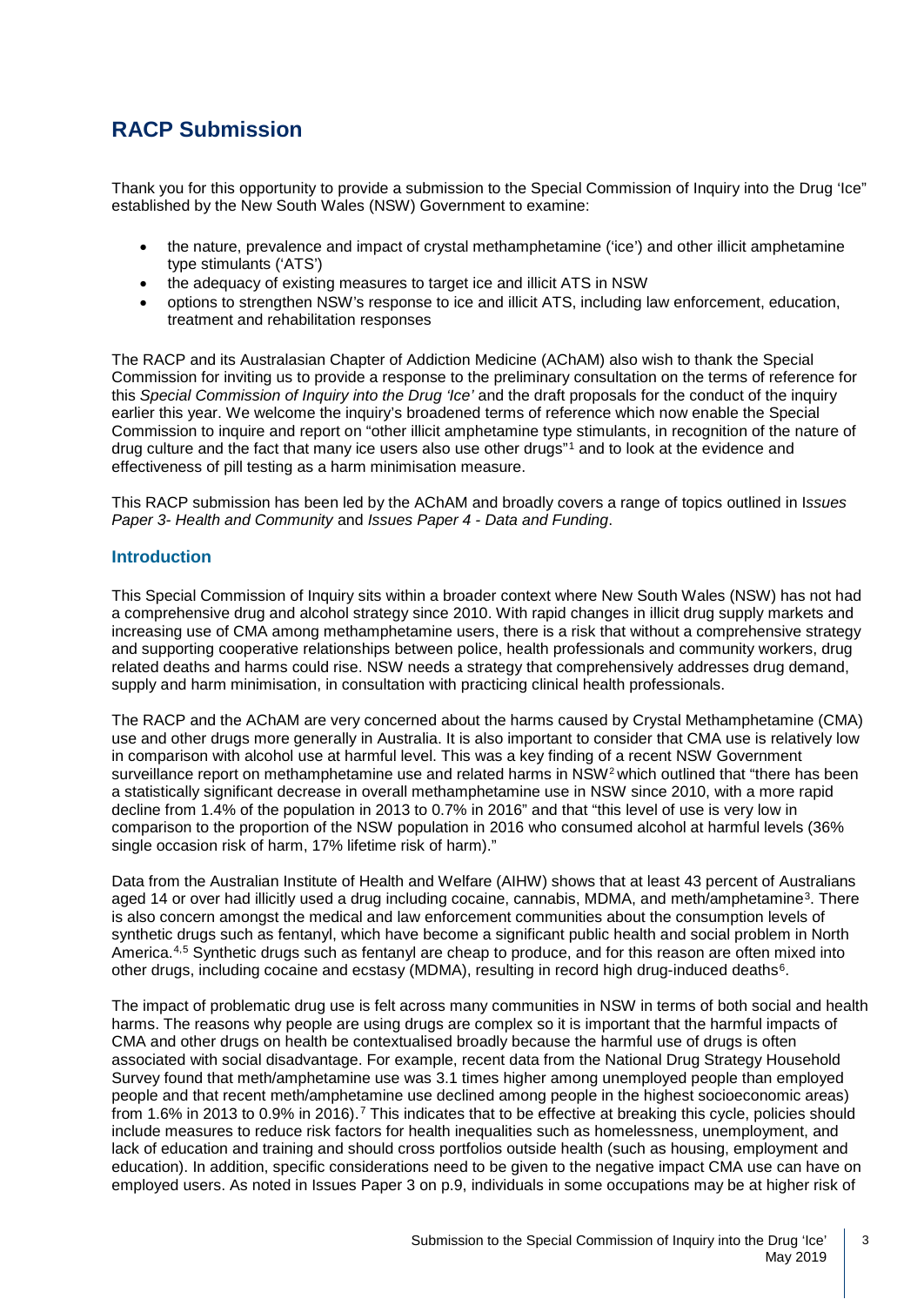# RACP Submission

Thank you for this opportunity to provide a submission to the Special Commission of Inquiry into the Drug 'Ice" established by the New South Wales (NSW) Government to examine:

- the nature, prevalence and impact of crystal methamphetamine ('ice') and other illicit amphetamine type stimulants ('ATS')
- the adequacy of existing measures to target ice and illicit ATS in NSW
- options to strengthen NSW's response to ice and illicit ATS, including law enforcement, education, treatment and rehabilitation responses

The RACP and its Australasian Chapter of Addiction Medicine (AChAM) also wish to thank the Special Commission for inviting us to provide a response to the preliminary consultation on the terms of reference for this *Special Commission of Inquiry into the Drug 'Ice'* and the draft proposals for the conduct of the inquiry earlier this year. We welcome the inquiry's broadened terms of reference which now enable the Special Commission to inquire and report on "other illicit amphetamine type stimulants, in recognition of the nature of drug culture and the fact that many ice users also use other drugs"[1] and to look at the evidence and effectiveness of pill testing as a harm minimisation measure.

This RACP submission has been led by the AChAM and broadly covers a range of topics outlined in *Issues Paper 3- Health and Community* and *Issues Paper 4 - Data and Funding*.

## Introduction

This Special Commission of Inquiry sits within a broader context where New South Wales (NSW) has not had a comprehensive drug and alcohol strategy since 2010. With rapid changes in illicit drug supply markets and increasing use of CMA among methamphetamine users, there is a risk that without a comprehensive strategy and supporting cooperative relationships between police, health professionals and community workers, drug related deaths and harms could rise. NSW needs a strategy that comprehensively addresses drug demand, supply and harm minimisation, in consultation with practicing clinical health professionals.

The RACP and the AChAM are very concerned about the harms caused by Crystal Methamphetamine (CMA) use and other drugs more generally in Australia. It is also important to consider that CMA use is relatively low in comparison with alcohol use at harmful level. This was a key finding of a recent NSW Government surveillance report on methamphetamine use and related harms in NSW[2] which outlined that "there has been a statistically significant decrease in overall methamphetamine use in NSW since 2010, with a more rapid decline from 1.4% of the population in 2013 to 0.7% in 2016" and that "this level of use is very low in comparison to the proportion of the NSW population in 2016 who consumed alcohol at harmful levels (36% single occasion risk of harm, 17% lifetime risk of harm)."

Data from the Australian Institute of Health and Welfare (AIHW) shows that at least 43 percent of Australians aged 14 or over had illicitly used a drug including cocaine, cannabis, MDMA, and meth/amphetamine[3]. There is also concern amongst the medical and law enforcement communities about the consumption levels of synthetic drugs such as fentanyl, which have become a significant public health and social problem in North America.[4,5] Synthetic drugs such as fentanyl are cheap to produce, and for this reason are often mixed into other drugs, including cocaine and ecstasy (MDMA), resulting in record high drug-induced deaths[6].

The impact of problematic drug use is felt across many communities in NSW in terms of both social and health harms. The reasons why people are using drugs are complex so it is important that the harmful impacts of CMA and other drugs on health be contextualised broadly because the harmful use of drugs is often associated with social disadvantage. For example, recent data from the National Drug Strategy Household Survey found that meth/amphetamine use was 3.1 times higher among unemployed people than employed people and that recent meth/amphetamine use declined among people in the highest socioeconomic areas) from 1.6% in 2013 to 0.9% in 2016).[7] This indicates that to be effective at breaking this cycle, policies should include measures to reduce risk factors for health inequalities such as homelessness, unemployment, and lack of education and training and should cross portfolios outside health (such as housing, employment and education). In addition, specific considerations need to be given to the negative impact CMA use can have on employed users. As noted in Issues Paper 3 on p.9, individuals in some occupations may be at higher risk of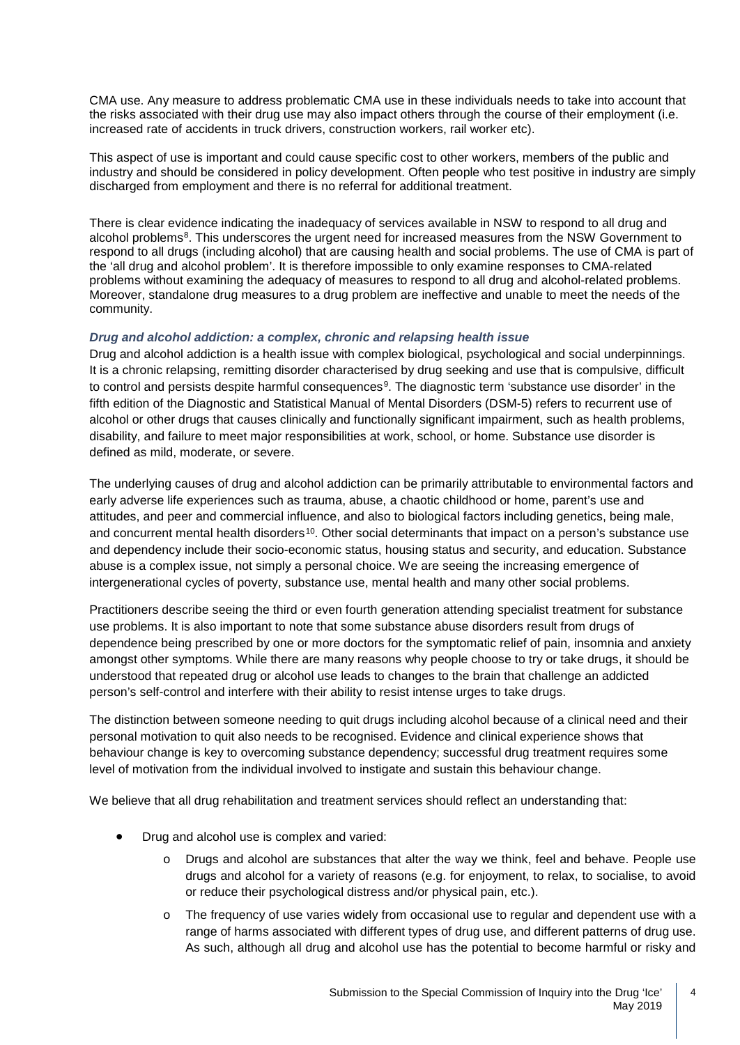CMA use. Any measure to address problematic CMA use in these individuals needs to take into account that the risks associated with their drug use may also impact others through the course of their employment (i.e. increased rate of accidents in truck drivers, construction workers, rail worker etc).

This aspect of use is important and could cause specific cost to other workers, members of the public and industry and should be considered in policy development. Often people who test positive in industry are simply discharged from employment and there is no referral for additional treatment.

There is clear evidence indicating the inadequacy of services available in NSW to respond to all drug and alcohol problems[8]. This underscores the urgent need for increased measures from the NSW Government to respond to all drugs (including alcohol) that are causing health and social problems. The use of CMA is part of the 'all drug and alcohol problem'. It is therefore impossible to only examine responses to CMA-related problems without examining the adequacy of measures to respond to all drug and alcohol-related problems. Moreover, standalone drug measures to a drug problem are ineffective and unable to meet the needs of the community.

### *Drug and alcohol addiction: a complex, chronic and relapsing health issue*

Drug and alcohol addiction is a health issue with complex biological, psychological and social underpinnings. It is a chronic relapsing, remitting disorder characterised by drug seeking and use that is compulsive, difficult to control and persists despite harmful consequences[9]. The diagnostic term 'substance use disorder' in the fifth edition of the Diagnostic and Statistical Manual of Mental Disorders (DSM-5) refers to recurrent use of alcohol or other drugs that causes clinically and functionally significant impairment, such as health problems, disability, and failure to meet major responsibilities at work, school, or home. Substance use disorder is defined as mild, moderate, or severe.

The underlying causes of drug and alcohol addiction can be primarily attributable to environmental factors and early adverse life experiences such as trauma, abuse, a chaotic childhood or home, parent's use and attitudes, and peer and commercial influence, and also to biological factors including genetics, being male, and concurrent mental health disorders[10]. Other social determinants that impact on a person's substance use and dependency include their socio-economic status, housing status and security, and education. Substance abuse is a complex issue, not simply a personal choice. We are seeing the increasing emergence of intergenerational cycles of poverty, substance use, mental health and many other social problems.

Practitioners describe seeing the third or even fourth generation attending specialist treatment for substance use problems. It is also important to note that some substance abuse disorders result from drugs of dependence being prescribed by one or more doctors for the symptomatic relief of pain, insomnia and anxiety amongst other symptoms. While there are many reasons why people choose to try or take drugs, it should be understood that repeated drug or alcohol use leads to changes to the brain that challenge an addicted person's self-control and interfere with their ability to resist intense urges to take drugs.

The distinction between someone needing to quit drugs including alcohol because of a clinical need and their personal motivation to quit also needs to be recognised. Evidence and clinical experience shows that behaviour change is key to overcoming substance dependency; successful drug treatment requires some level of motivation from the individual involved to instigate and sustain this behaviour change.

We believe that all drug rehabilitation and treatment services should reflect an understanding that:

- Drug and alcohol use is complex and varied:
  - Drugs and alcohol are substances that alter the way we think, feel and behave. People use drugs and alcohol for a variety of reasons (e.g. for enjoyment, to relax, to socialise, to avoid or reduce their psychological distress and/or physical pain, etc.).
  - The frequency of use varies widely from occasional use to regular and dependent use with a range of harms associated with different types of drug use, and different patterns of drug use. As such, although all drug and alcohol use has the potential to become harmful or risky and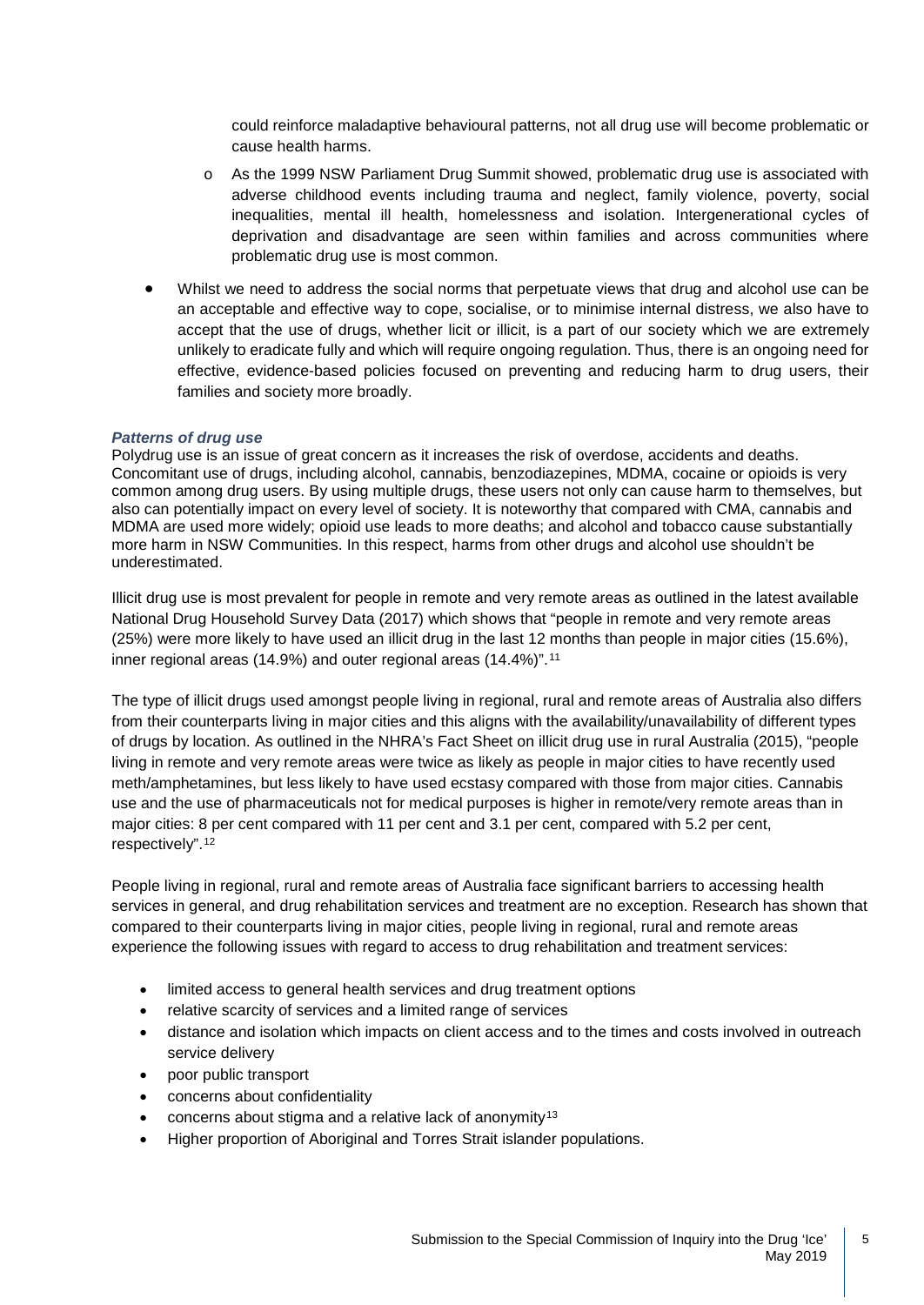could reinforce maladaptive behavioural patterns, not all drug use will become problematic or cause health harms.

    - As the 1999 NSW Parliament Drug Summit showed, problematic drug use is associated with adverse childhood events including trauma and neglect, family violence, poverty, social inequalities, mental ill health, homelessness and isolation. Intergenerational cycles of deprivation and disadvantage are seen within families and across communities where problematic drug use is most common.

- Whilst we need to address the social norms that perpetuate views that drug and alcohol use can be an acceptable and effective way to cope, socialise, or to minimise internal distress, we also have to accept that the use of drugs, whether licit or illicit, is a part of our society which we are extremely unlikely to eradicate fully and which will require ongoing regulation. Thus, there is an ongoing need for effective, evidence-based policies focused on preventing and reducing harm to drug users, their families and society more broadly.

***Patterns of drug use***

Polydrug use is an issue of great concern as it increases the risk of overdose, accidents and deaths. Concomitant use of drugs, including alcohol, cannabis, benzodiazepines, MDMA, cocaine or opioids is very common among drug users. By using multiple drugs, these users not only can cause harm to themselves, but also can potentially impact on every level of society. It is noteworthy that compared with CMA, cannabis and MDMA are used more widely; opioid use leads to more deaths; and alcohol and tobacco cause substantially more harm in NSW Communities. In this respect, harms from other drugs and alcohol use shouldn't be underestimated.

Illicit drug use is most prevalent for people in remote and very remote areas as outlined in the latest available National Drug Household Survey Data (2017) which shows that "people in remote and very remote areas (25%) were more likely to have used an illicit drug in the last 12 months than people in major cities (15.6%), inner regional areas (14.9%) and outer regional areas (14.4%)".[11]

The type of illicit drugs used amongst people living in regional, rural and remote areas of Australia also differs from their counterparts living in major cities and this aligns with the availability/unavailability of different types of drugs by location. As outlined in the NHRA's Fact Sheet on illicit drug use in rural Australia (2015), "people living in remote and very remote areas were twice as likely as people in major cities to have recently used meth/amphetamines, but less likely to have used ecstasy compared with those from major cities. Cannabis use and the use of pharmaceuticals not for medical purposes is higher in remote/very remote areas than in major cities: 8 per cent compared with 11 per cent and 3.1 per cent, compared with 5.2 per cent, respectively".[12]

People living in regional, rural and remote areas of Australia face significant barriers to accessing health services in general, and drug rehabilitation services and treatment are no exception. Research has shown that compared to their counterparts living in major cities, people living in regional, rural and remote areas experience the following issues with regard to access to drug rehabilitation and treatment services:

- limited access to general health services and drug treatment options
- relative scarcity of services and a limited range of services
- distance and isolation which impacts on client access and to the times and costs involved in outreach service delivery
- poor public transport
- concerns about confidentiality
- concerns about stigma and a relative lack of anonymity[13]
- Higher proportion of Aboriginal and Torres Strait islander populations.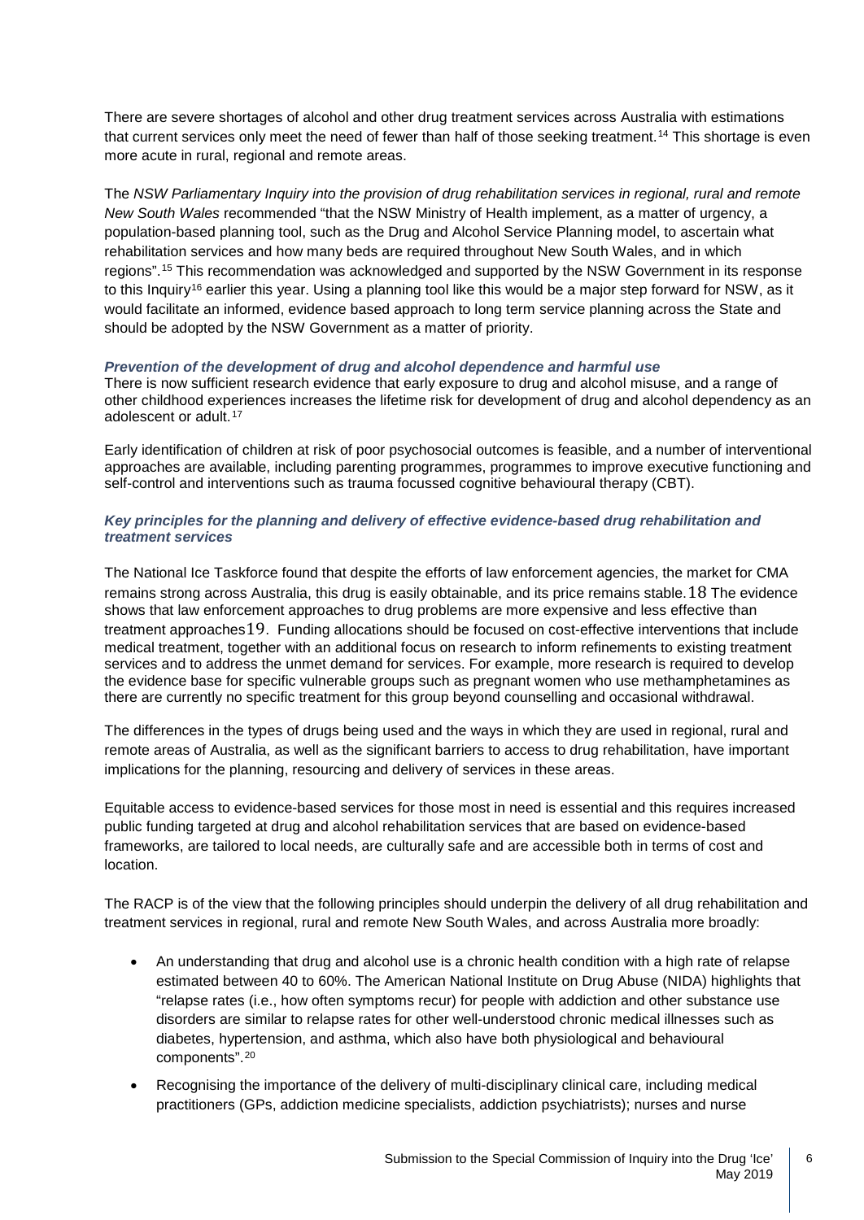There are severe shortages of alcohol and other drug treatment services across Australia with estimations that current services only meet the need of fewer than half of those seeking treatment.[14] This shortage is even more acute in rural, regional and remote areas.

The *NSW Parliamentary Inquiry into the provision of drug rehabilitation services in regional, rural and remote New South Wales* recommended "that the NSW Ministry of Health implement, as a matter of urgency, a population-based planning tool, such as the Drug and Alcohol Service Planning model, to ascertain what rehabilitation services and how many beds are required throughout New South Wales, and in which regions".[15] This recommendation was acknowledged and supported by the NSW Government in its response to this Inquiry[16] earlier this year. Using a planning tool like this would be a major step forward for NSW, as it would facilitate an informed, evidence based approach to long term service planning across the State and should be adopted by the NSW Government as a matter of priority.

***Prevention of the development of drug and alcohol dependence and harmful use***

There is now sufficient research evidence that early exposure to drug and alcohol misuse, and a range of other childhood experiences increases the lifetime risk for development of drug and alcohol dependency as an adolescent or adult.[17]

Early identification of children at risk of poor psychosocial outcomes is feasible, and a number of interventional approaches are available, including parenting programmes, programmes to improve executive functioning and self-control and interventions such as trauma focussed cognitive behavioural therapy (CBT).

***Key principles for the planning and delivery of effective evidence-based drug rehabilitation and treatment services***

The National Ice Taskforce found that despite the efforts of law enforcement agencies, the market for CMA remains strong across Australia, this drug is easily obtainable, and its price remains stable.[18] The evidence shows that law enforcement approaches to drug problems are more expensive and less effective than treatment approaches[19]. Funding allocations should be focused on cost-effective interventions that include medical treatment, together with an additional focus on research to inform refinements to existing treatment services and to address the unmet demand for services. For example, more research is required to develop the evidence base for specific vulnerable groups such as pregnant women who use methamphetamines as there are currently no specific treatment for this group beyond counselling and occasional withdrawal.

The differences in the types of drugs being used and the ways in which they are used in regional, rural and remote areas of Australia, as well as the significant barriers to access to drug rehabilitation, have important implications for the planning, resourcing and delivery of services in these areas.

Equitable access to evidence-based services for those most in need is essential and this requires increased public funding targeted at drug and alcohol rehabilitation services that are based on evidence-based frameworks, are tailored to local needs, are culturally safe and are accessible both in terms of cost and location.

The RACP is of the view that the following principles should underpin the delivery of all drug rehabilitation and treatment services in regional, rural and remote New South Wales, and across Australia more broadly:

- An understanding that drug and alcohol use is a chronic health condition with a high rate of relapse estimated between 40 to 60%. The American National Institute on Drug Abuse (NIDA) highlights that "relapse rates (i.e., how often symptoms recur) for people with addiction and other substance use disorders are similar to relapse rates for other well-understood chronic medical illnesses such as diabetes, hypertension, and asthma, which also have both physiological and behavioural components".[20]
- Recognising the importance of the delivery of multi-disciplinary clinical care, including medical practitioners (GPs, addiction medicine specialists, addiction psychiatrists); nurses and nurse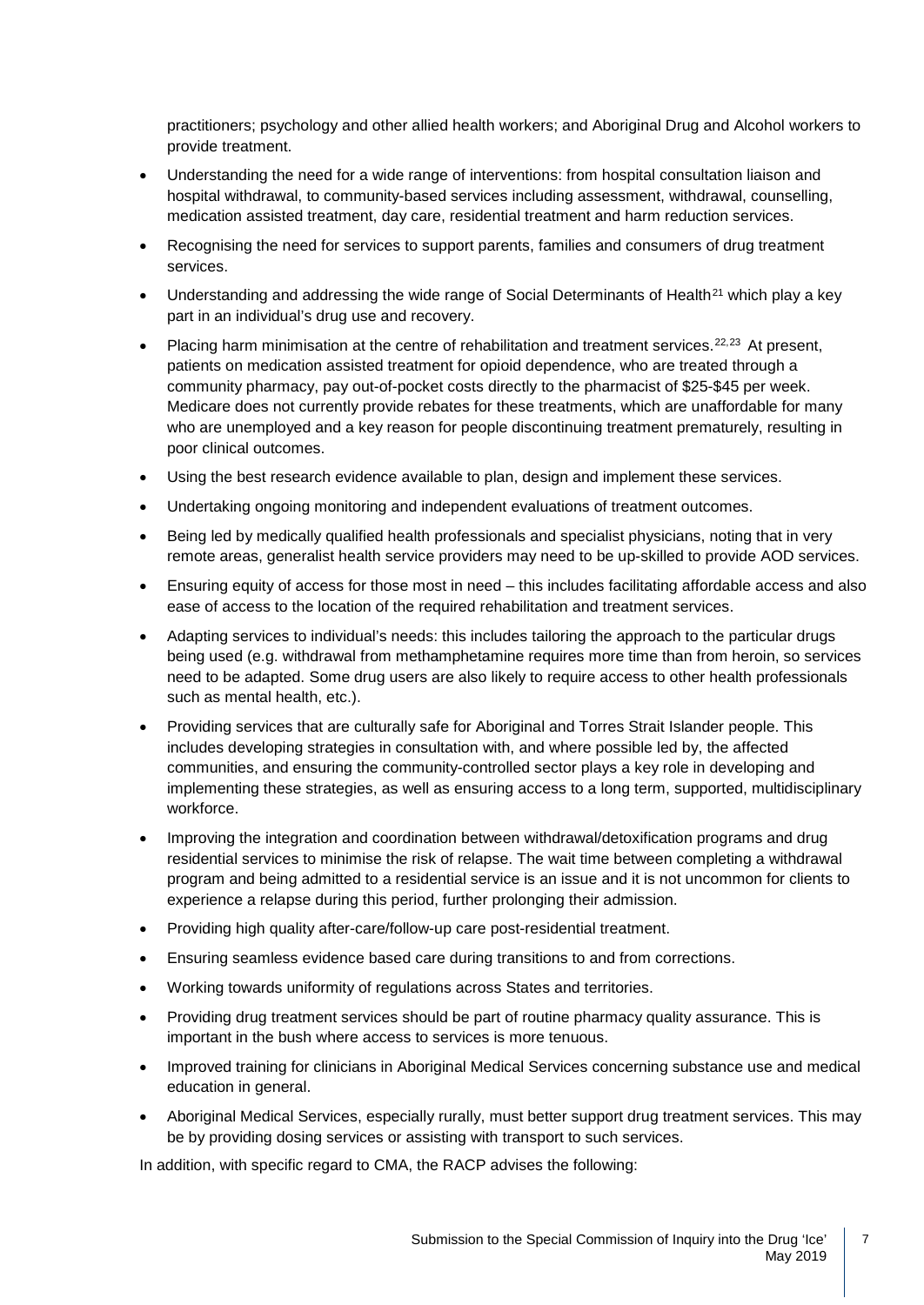practitioners; psychology and other allied health workers; and Aboriginal Drug and Alcohol workers to provide treatment.

- Understanding the need for a wide range of interventions: from hospital consultation liaison and hospital withdrawal, to community-based services including assessment, withdrawal, counselling, medication assisted treatment, day care, residential treatment and harm reduction services.
- Recognising the need for services to support parents, families and consumers of drug treatment services.
- Understanding and addressing the wide range of Social Determinants of Health[21] which play a key part in an individual's drug use and recovery.
- Placing harm minimisation at the centre of rehabilitation and treatment services.[22,23] At present, patients on medication assisted treatment for opioid dependence, who are treated through a community pharmacy, pay out-of-pocket costs directly to the pharmacist of $25-$45 per week. Medicare does not currently provide rebates for these treatments, which are unaffordable for many who are unemployed and a key reason for people discontinuing treatment prematurely, resulting in poor clinical outcomes.
- Using the best research evidence available to plan, design and implement these services.
- Undertaking ongoing monitoring and independent evaluations of treatment outcomes.
- Being led by medically qualified health professionals and specialist physicians, noting that in very remote areas, generalist health service providers may need to be up-skilled to provide AOD services.
- Ensuring equity of access for those most in need – this includes facilitating affordable access and also ease of access to the location of the required rehabilitation and treatment services.
- Adapting services to individual's needs: this includes tailoring the approach to the particular drugs being used (e.g. withdrawal from methamphetamine requires more time than from heroin, so services need to be adapted. Some drug users are also likely to require access to other health professionals such as mental health, etc.).
- Providing services that are culturally safe for Aboriginal and Torres Strait Islander people. This includes developing strategies in consultation with, and where possible led by, the affected communities, and ensuring the community-controlled sector plays a key role in developing and implementing these strategies, as well as ensuring access to a long term, supported, multidisciplinary workforce.
- Improving the integration and coordination between withdrawal/detoxification programs and drug residential services to minimise the risk of relapse. The wait time between completing a withdrawal program and being admitted to a residential service is an issue and it is not uncommon for clients to experience a relapse during this period, further prolonging their admission.
- Providing high quality after-care/follow-up care post-residential treatment.
- Ensuring seamless evidence based care during transitions to and from corrections.
- Working towards uniformity of regulations across States and territories.
- Providing drug treatment services should be part of routine pharmacy quality assurance. This is important in the bush where access to services is more tenuous.
- Improved training for clinicians in Aboriginal Medical Services concerning substance use and medical education in general.
- Aboriginal Medical Services, especially rurally, must better support drug treatment services. This may be by providing dosing services or assisting with transport to such services.

In addition, with specific regard to CMA, the RACP advises the following: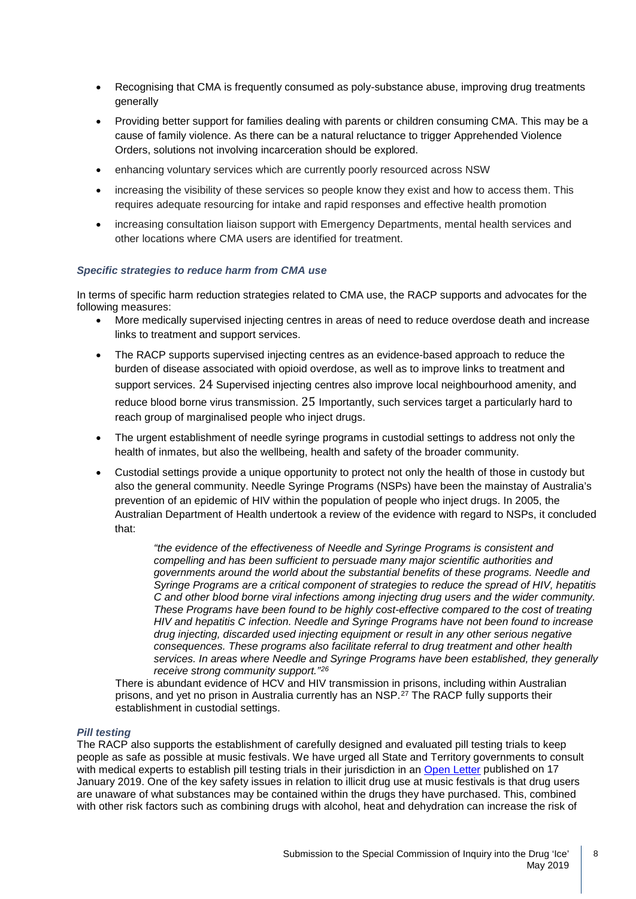- Recognising that CMA is frequently consumed as poly-substance abuse, improving drug treatments generally
- Providing better support for families dealing with parents or children consuming CMA. This may be a cause of family violence. As there can be a natural reluctance to trigger Apprehended Violence Orders, solutions not involving incarceration should be explored.
- enhancing voluntary services which are currently poorly resourced across NSW
- increasing the visibility of these services so people know they exist and how to access them. This requires adequate resourcing for intake and rapid responses and effective health promotion
- increasing consultation liaison support with Emergency Departments, mental health services and other locations where CMA users are identified for treatment.

### *Specific strategies to reduce harm from CMA use*

In terms of specific harm reduction strategies related to CMA use, the RACP supports and advocates for the following measures:

- More medically supervised injecting centres in areas of need to reduce overdose death and increase links to treatment and support services.
- The RACP supports supervised injecting centres as an evidence-based approach to reduce the burden of disease associated with opioid overdose, as well as to improve links to treatment and support services. 24 Supervised injecting centres also improve local neighbourhood amenity, and reduce blood borne virus transmission. 25 Importantly, such services target a particularly hard to reach group of marginalised people who inject drugs.
- The urgent establishment of needle syringe programs in custodial settings to address not only the health of inmates, but also the wellbeing, health and safety of the broader community.
- Custodial settings provide a unique opportunity to protect not only the health of those in custody but also the general community. Needle Syringe Programs (NSPs) have been the mainstay of Australia's prevention of an epidemic of HIV within the population of people who inject drugs. In 2005, the Australian Department of Health undertook a review of the evidence with regard to NSPs, it concluded that:

  > *"the evidence of the effectiveness of Needle and Syringe Programs is consistent and compelling and has been sufficient to persuade many major scientific authorities and governments around the world about the substantial benefits of these programs. Needle and Syringe Programs are a critical component of strategies to reduce the spread of HIV, hepatitis C and other blood borne viral infections among injecting drug users and the wider community. These Programs have been found to be highly cost-effective compared to the cost of treating HIV and hepatitis C infection. Needle and Syringe Programs have not been found to increase drug injecting, discarded used injecting equipment or result in any other serious negative consequences. These programs also facilitate referral to drug treatment and other health services. In areas where Needle and Syringe Programs have been established, they generally receive strong community support."*[26]

  There is abundant evidence of HCV and HIV transmission in prisons, including within Australian prisons, and yet no prison in Australia currently has an NSP.[27] The RACP fully supports their establishment in custodial settings.

### *Pill testing*

The RACP also supports the establishment of carefully designed and evaluated pill testing trials to keep people as safe as possible at music festivals. We have urged all State and Territory governments to consult with medical experts to establish pill testing trials in their jurisdiction in an Open Letter published on 17 January 2019. One of the key safety issues in relation to illicit drug use at music festivals is that drug users are unaware of what substances may be contained within the drugs they have purchased. This, combined with other risk factors such as combining drugs with alcohol, heat and dehydration can increase the risk of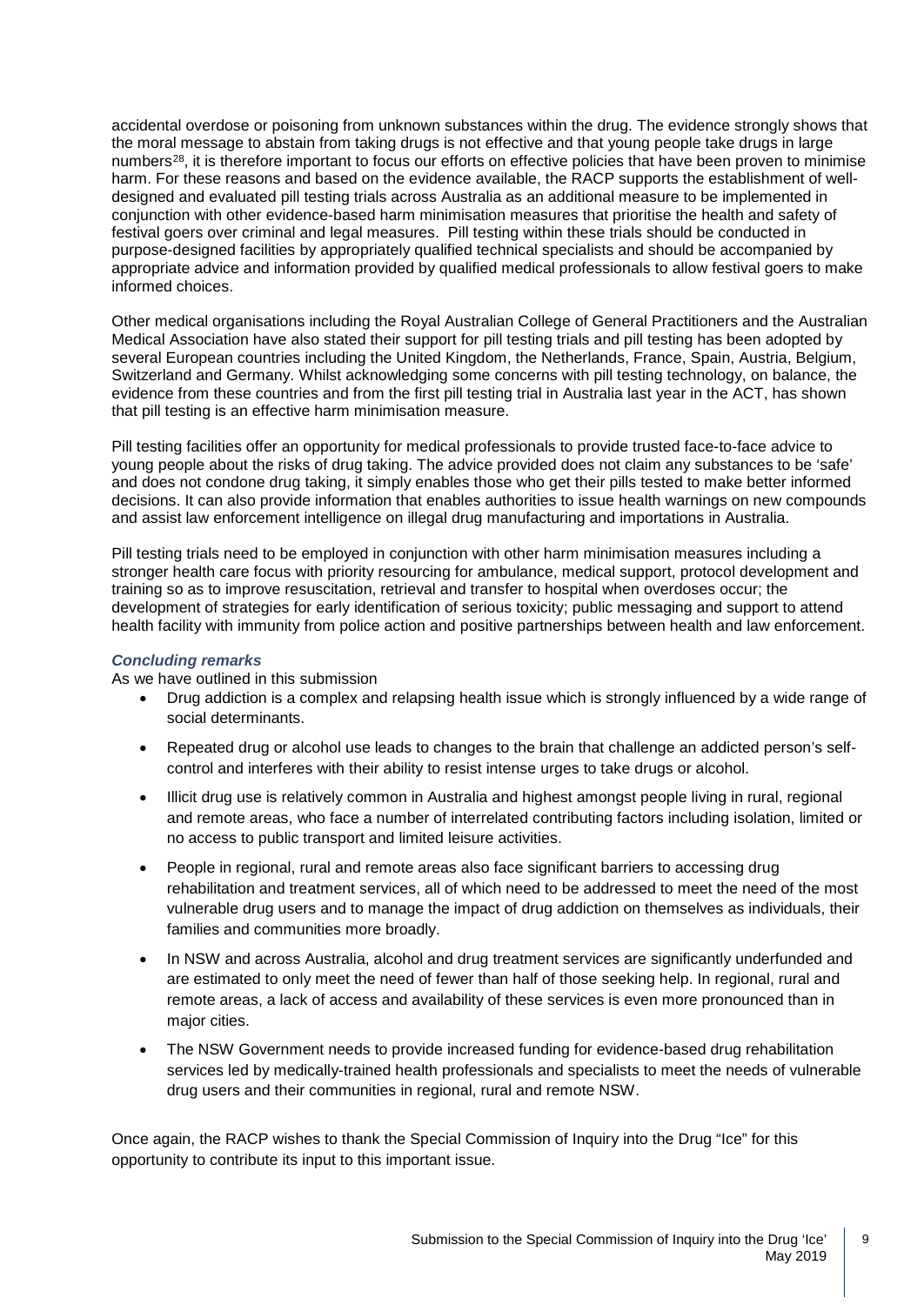accidental overdose or poisoning from unknown substances within the drug. The evidence strongly shows that the moral message to abstain from taking drugs is not effective and that young people take drugs in large numbers[28], it is therefore important to focus our efforts on effective policies that have been proven to minimise harm. For these reasons and based on the evidence available, the RACP supports the establishment of well-designed and evaluated pill testing trials across Australia as an additional measure to be implemented in conjunction with other evidence-based harm minimisation measures that prioritise the health and safety of festival goers over criminal and legal measures. Pill testing within these trials should be conducted in purpose-designed facilities by appropriately qualified technical specialists and should be accompanied by appropriate advice and information provided by qualified medical professionals to allow festival goers to make informed choices.

Other medical organisations including the Royal Australian College of General Practitioners and the Australian Medical Association have also stated their support for pill testing trials and pill testing has been adopted by several European countries including the United Kingdom, the Netherlands, France, Spain, Austria, Belgium, Switzerland and Germany. Whilst acknowledging some concerns with pill testing technology, on balance, the evidence from these countries and from the first pill testing trial in Australia last year in the ACT, has shown that pill testing is an effective harm minimisation measure.

Pill testing facilities offer an opportunity for medical professionals to provide trusted face-to-face advice to young people about the risks of drug taking. The advice provided does not claim any substances to be 'safe' and does not condone drug taking, it simply enables those who get their pills tested to make better informed decisions. It can also provide information that enables authorities to issue health warnings on new compounds and assist law enforcement intelligence on illegal drug manufacturing and importations in Australia.

Pill testing trials need to be employed in conjunction with other harm minimisation measures including a stronger health care focus with priority resourcing for ambulance, medical support, protocol development and training so as to improve resuscitation, retrieval and transfer to hospital when overdoses occur; the development of strategies for early identification of serious toxicity; public messaging and support to attend health facility with immunity from police action and positive partnerships between health and law enforcement.

### *Concluding remarks*

As we have outlined in this submission

- Drug addiction is a complex and relapsing health issue which is strongly influenced by a wide range of social determinants.
- Repeated drug or alcohol use leads to changes to the brain that challenge an addicted person's self-control and interferes with their ability to resist intense urges to take drugs or alcohol.
- Illicit drug use is relatively common in Australia and highest amongst people living in rural, regional and remote areas, who face a number of interrelated contributing factors including isolation, limited or no access to public transport and limited leisure activities.
- People in regional, rural and remote areas also face significant barriers to accessing drug rehabilitation and treatment services, all of which need to be addressed to meet the need of the most vulnerable drug users and to manage the impact of drug addiction on themselves as individuals, their families and communities more broadly.
- In NSW and across Australia, alcohol and drug treatment services are significantly underfunded and are estimated to only meet the need of fewer than half of those seeking help. In regional, rural and remote areas, a lack of access and availability of these services is even more pronounced than in major cities.
- The NSW Government needs to provide increased funding for evidence-based drug rehabilitation services led by medically-trained health professionals and specialists to meet the needs of vulnerable drug users and their communities in regional, rural and remote NSW.

Once again, the RACP wishes to thank the Special Commission of Inquiry into the Drug "Ice" for this opportunity to contribute its input to this important issue.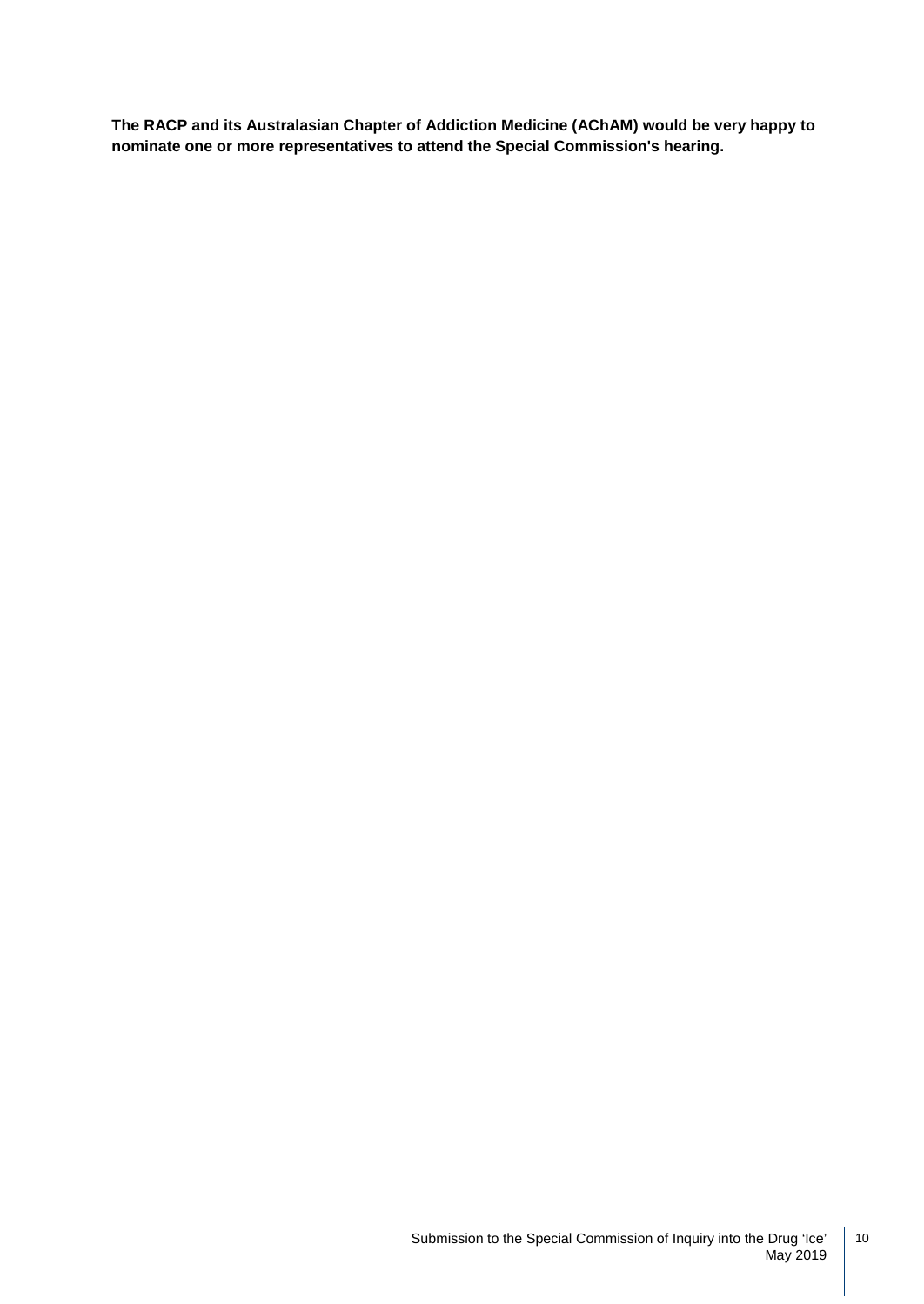**The RACP and its Australasian Chapter of Addiction Medicine (AChAM) would be very happy to nominate one or more representatives to attend the Special Commission's hearing.**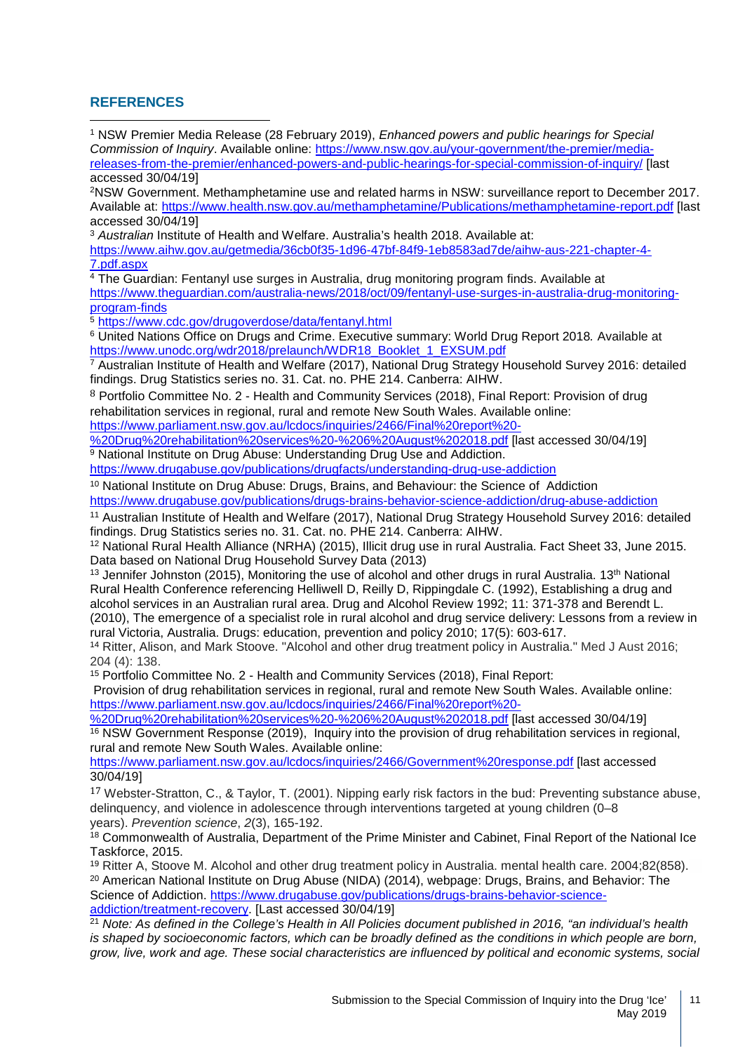## REFERENCES

[1] NSW Premier Media Release (28 February 2019), *Enhanced powers and public hearings for Special Commission of Inquiry*. Available online: https://www.nsw.gov.au/your-government/the-premier/media-releases-from-the-premier/enhanced-powers-and-public-hearings-for-special-commission-of-inquiry/ [last accessed 30/04/19]

[2] NSW Government. Methamphetamine use and related harms in NSW: surveillance report to December 2017. Available at: https://www.health.nsw.gov.au/methamphetamine/Publications/methamphetamine-report.pdf [last accessed 30/04/19]

[3] *Australian* Institute of Health and Welfare. Australia's health 2018. Available at: https://www.aihw.gov.au/getmedia/36cb0f35-1d96-47bf-84f9-1eb8583ad7de/aihw-aus-221-chapter-4-7.pdf.aspx

[4] The Guardian: Fentanyl use surges in Australia, drug monitoring program finds. Available at https://www.theguardian.com/australia-news/2018/oct/09/fentanyl-use-surges-in-australia-drug-monitoring-program-finds

[5] https://www.cdc.gov/drugoverdose/data/fentanyl.html

[6] United Nations Office on Drugs and Crime. Executive summary: World Drug Report 2018*.* Available at https://www.unodc.org/wdr2018/prelaunch/WDR18_Booklet_1_EXSUM.pdf

[7] Australian Institute of Health and Welfare (2017), National Drug Strategy Household Survey 2016: detailed findings. Drug Statistics series no. 31. Cat. no. PHE 214. Canberra: AIHW.

[8] Portfolio Committee No. 2 - Health and Community Services (2018), Final Report: Provision of drug rehabilitation services in regional, rural and remote New South Wales. Available online: https://www.parliament.nsw.gov.au/lcdocs/inquiries/2466/Final%20report%20-%20Drug%20rehabilitation%20services%20-%206%20August%202018.pdf [last accessed 30/04/19]

[9] National Institute on Drug Abuse: Understanding Drug Use and Addiction. https://www.drugabuse.gov/publications/drugfacts/understanding-drug-use-addiction

[10] National Institute on Drug Abuse: Drugs, Brains, and Behaviour: the Science of Addiction https://www.drugabuse.gov/publications/drugs-brains-behavior-science-addiction/drug-abuse-addiction

[11] Australian Institute of Health and Welfare (2017), National Drug Strategy Household Survey 2016: detailed findings. Drug Statistics series no. 31. Cat. no. PHE 214. Canberra: AIHW.

[12] National Rural Health Alliance (NRHA) (2015), Illicit drug use in rural Australia. Fact Sheet 33, June 2015. Data based on National Drug Household Survey Data (2013)

[13] Jennifer Johnston (2015), Monitoring the use of alcohol and other drugs in rural Australia. 13th National Rural Health Conference referencing Helliwell D, Reilly D, Rippingdale C. (1992), Establishing a drug and alcohol services in an Australian rural area. Drug and Alcohol Review 1992; 11: 371-378 and Berendt L. (2010), The emergence of a specialist role in rural alcohol and drug service delivery: Lessons from a review in rural Victoria, Australia. Drugs: education, prevention and policy 2010; 17(5): 603-617.

[14] Ritter, Alison, and Mark Stoove. "Alcohol and other drug treatment policy in Australia." Med J Aust 2016; 204 (4): 138.

[15] Portfolio Committee No. 2 - Health and Community Services (2018), Final Report: Provision of drug rehabilitation services in regional, rural and remote New South Wales. Available online: https://www.parliament.nsw.gov.au/lcdocs/inquiries/2466/Final%20report%20-%20Drug%20rehabilitation%20services%20-%206%20August%202018.pdf [last accessed 30/04/19]

[16] NSW Government Response (2019), Inquiry into the provision of drug rehabilitation services in regional, rural and remote New South Wales. Available online: https://www.parliament.nsw.gov.au/lcdocs/inquiries/2466/Government%20response.pdf [last accessed 30/04/19]

[17] Webster-Stratton, C., & Taylor, T. (2001). Nipping early risk factors in the bud: Preventing substance abuse, delinquency, and violence in adolescence through interventions targeted at young children (0–8 years). *Prevention science*, *2*(3), 165-192.

[18] Commonwealth of Australia, Department of the Prime Minister and Cabinet, Final Report of the National Ice Taskforce, 2015.

[19] Ritter A, Stoove M. Alcohol and other drug treatment policy in Australia. mental health care. 2004;82(858).

[20] American National Institute on Drug Abuse (NIDA) (2014), webpage: Drugs, Brains, and Behavior: The Science of Addiction. https://www.drugabuse.gov/publications/drugs-brains-behavior-science-addiction/treatment-recovery. [Last accessed 30/04/19]

[21] *Note: As defined in the College's Health in All Policies document published in 2016, "an individual's health is shaped by socioeconomic factors, which can be broadly defined as the conditions in which people are born, grow, live, work and age. These social characteristics are influenced by political and economic systems, social*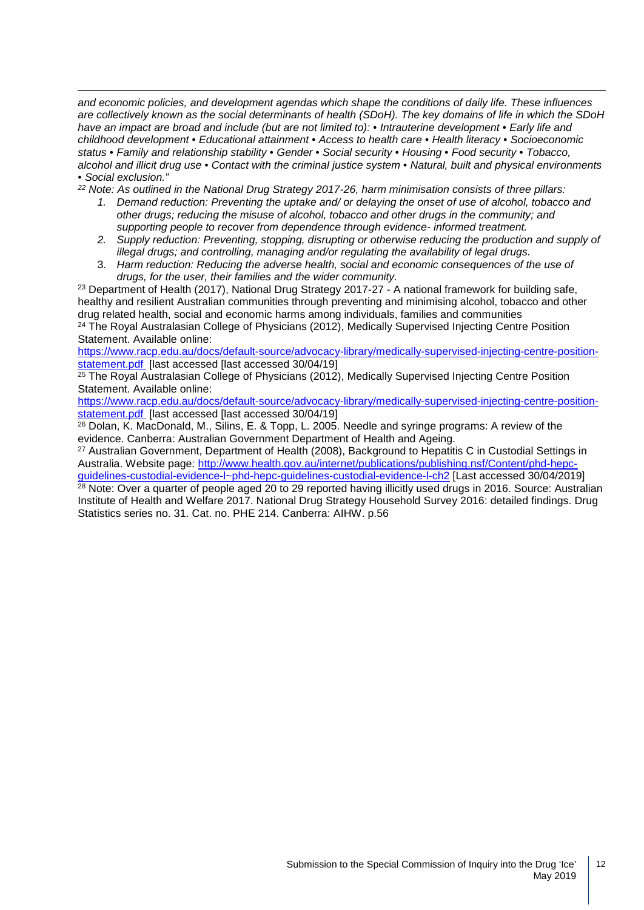*and economic policies, and development agendas which shape the conditions of daily life. These influences are collectively known as the social determinants of health (SDoH). The key domains of life in which the SDoH have an impact are broad and include (but are not limited to): • Intrauterine development • Early life and childhood development • Educational attainment • Access to health care • Health literacy • Socioeconomic status • Family and relationship stability • Gender • Social security • Housing • Food security • Tobacco, alcohol and illicit drug use • Contact with the criminal justice system • Natural, built and physical environments • Social exclusion."*

[22] *Note: As outlined in the National Drug Strategy 2017-26, harm minimisation consists of three pillars:*

1. *Demand reduction: Preventing the uptake and/ or delaying the onset of use of alcohol, tobacco and other drugs; reducing the misuse of alcohol, tobacco and other drugs in the community; and supporting people to recover from dependence through evidence- informed treatment.*
2. *Supply reduction: Preventing, stopping, disrupting or otherwise reducing the production and supply of illegal drugs; and controlling, managing and/or regulating the availability of legal drugs.*
3. *Harm reduction: Reducing the adverse health, social and economic consequences of the use of drugs, for the user, their families and the wider community.*

[23] Department of Health (2017), National Drug Strategy 2017-27 - A national framework for building safe, healthy and resilient Australian communities through preventing and minimising alcohol, tobacco and other drug related health, social and economic harms among individuals, families and communities

[24] The Royal Australasian College of Physicians (2012), Medically Supervised Injecting Centre Position Statement. Available online: https://www.racp.edu.au/docs/default-source/advocacy-library/medically-supervised-injecting-centre-position-statement.pdf [last accessed [last accessed 30/04/19]

[25] The Royal Australasian College of Physicians (2012), Medically Supervised Injecting Centre Position Statement. Available online: https://www.racp.edu.au/docs/default-source/advocacy-library/medically-supervised-injecting-centre-position-statement.pdf [last accessed [last accessed 30/04/19]

[26] Dolan, K. MacDonald, M., Silins, E. & Topp, L. 2005. Needle and syringe programs: A review of the evidence. Canberra: Australian Government Department of Health and Ageing.

[27] Australian Government, Department of Health (2008), Background to Hepatitis C in Custodial Settings in Australia. Website page: http://www.health.gov.au/internet/publications/publishing.nsf/Content/phd-hepc-guidelines-custodial-evidence-l~phd-hepc-guidelines-custodial-evidence-l-ch2 [Last accessed 30/04/2019]

[28] Note: Over a quarter of people aged 20 to 29 reported having illicitly used drugs in 2016. Source: Australian Institute of Health and Welfare 2017. National Drug Strategy Household Survey 2016: detailed findings. Drug Statistics series no. 31. Cat. no. PHE 214. Canberra: AIHW. p.56